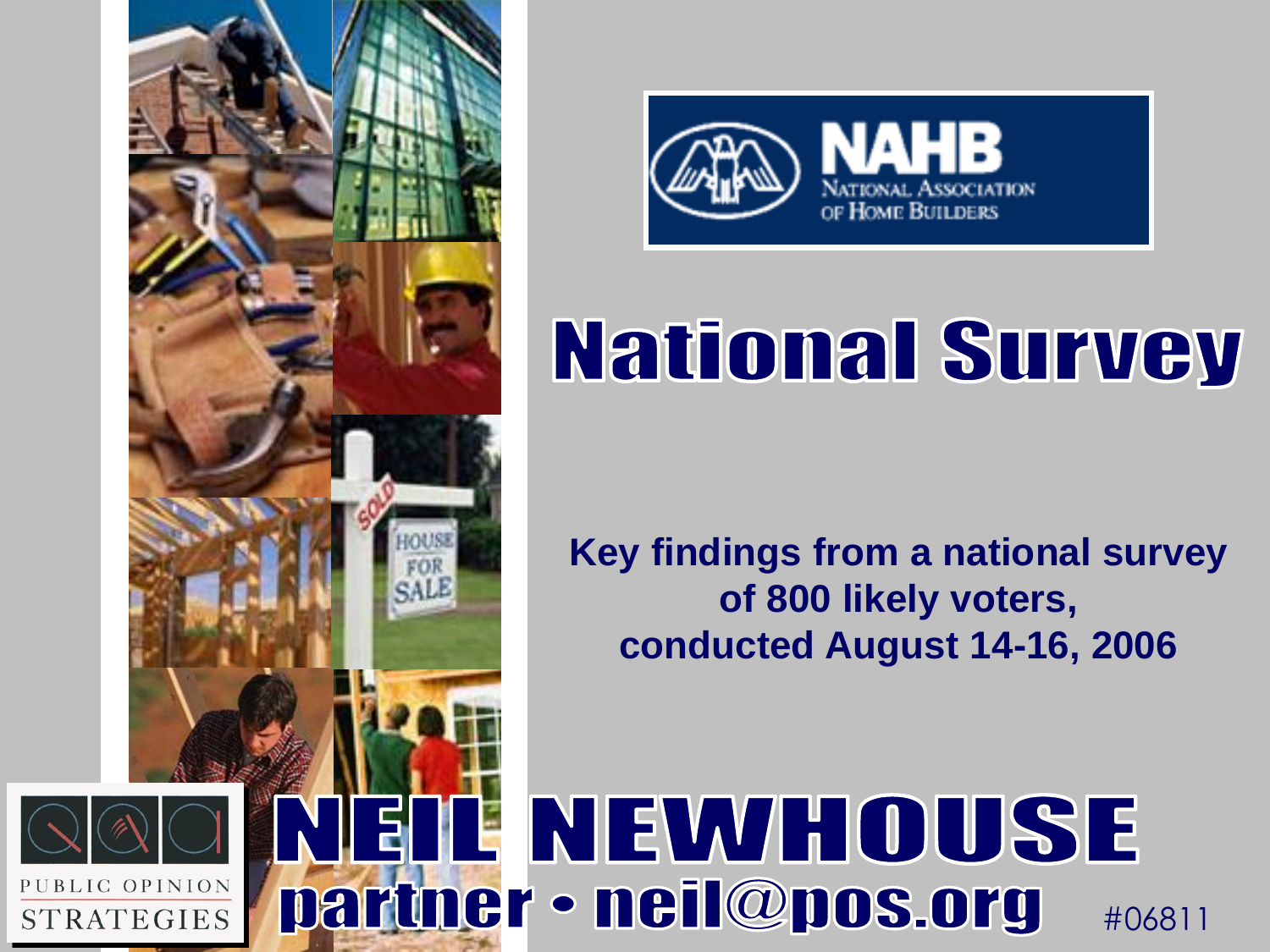NAHB

NATIONAL ASSOCIATION OF HOME BUILDERS

# National Survey

**Key findings from a national survey of 800 likely voters, conducted August 14-16, 2006**

PUBLIC OPINION STRATEGIES

## NEIL NEWHOUSE

**partner • neil@pos.org**

#06811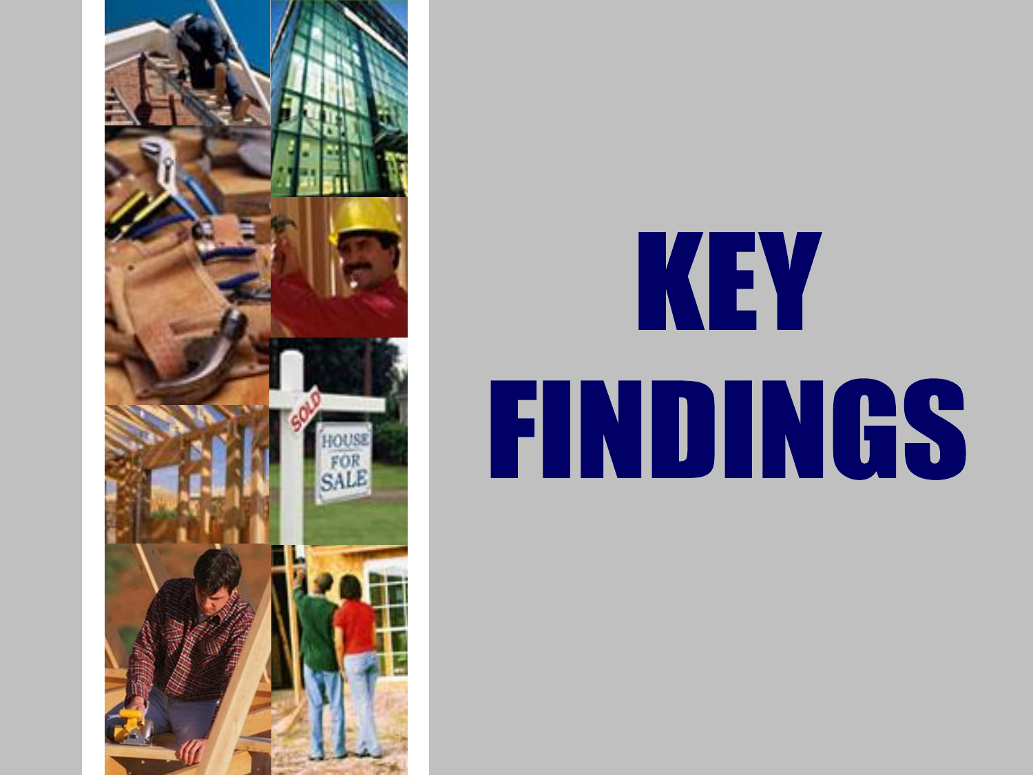# KEY FINDINGS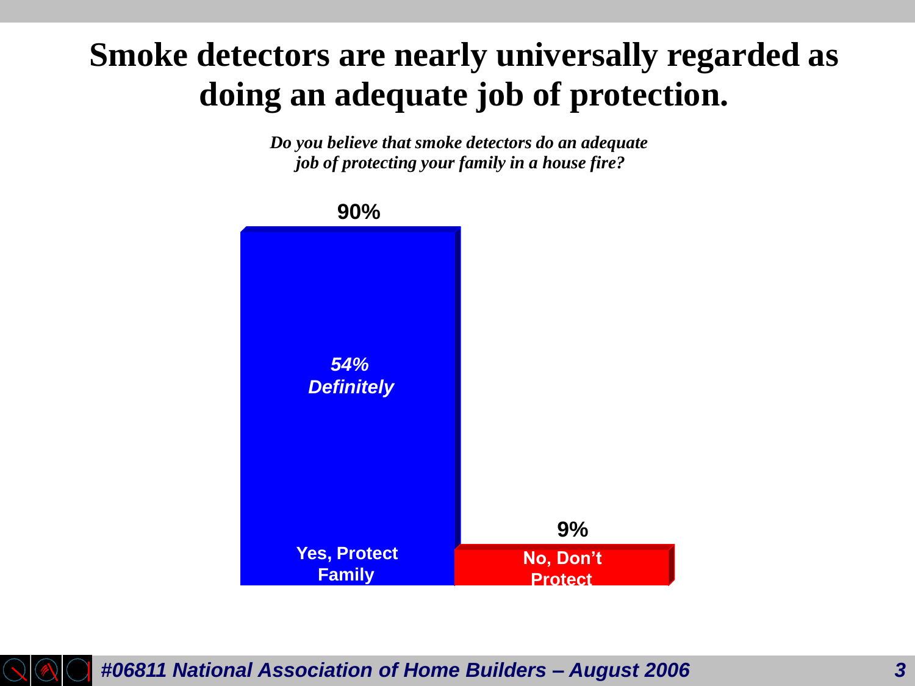# Smoke detectors are nearly universally regarded as doing an adequate job of protection.

*Do you believe that smoke detectors do an adequate job of protecting your family in a house fire?*

| Response | Percentage |
|---|---|
| Yes, Protect Family | 90% (*54% Definitely*) |
| No, Don't Protect | 9% |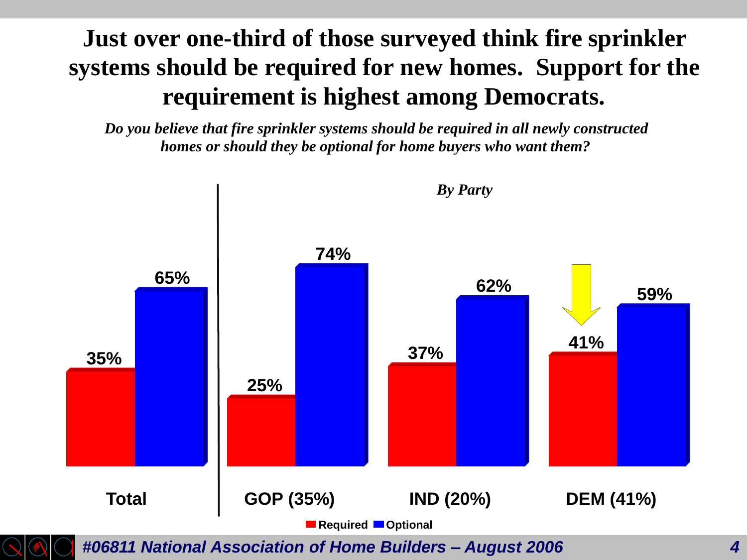# Just over one-third of those surveyed think fire sprinkler systems should be required for new homes. Support for the requirement is highest among Democrats.

*Do you believe that fire sprinkler systems should be required in all newly constructed homes or should they be optional for home buyers who want them?*

*By Party*

| | Required | Optional |
|---|---|---|
| Total | 35% | 65% |
| GOP (35%) | 25% | 74% |
| IND (20%) | 37% | 62% |
| DEM (41%) | 41% | 59% |

*#06811 National Association of Home Builders – August 2006*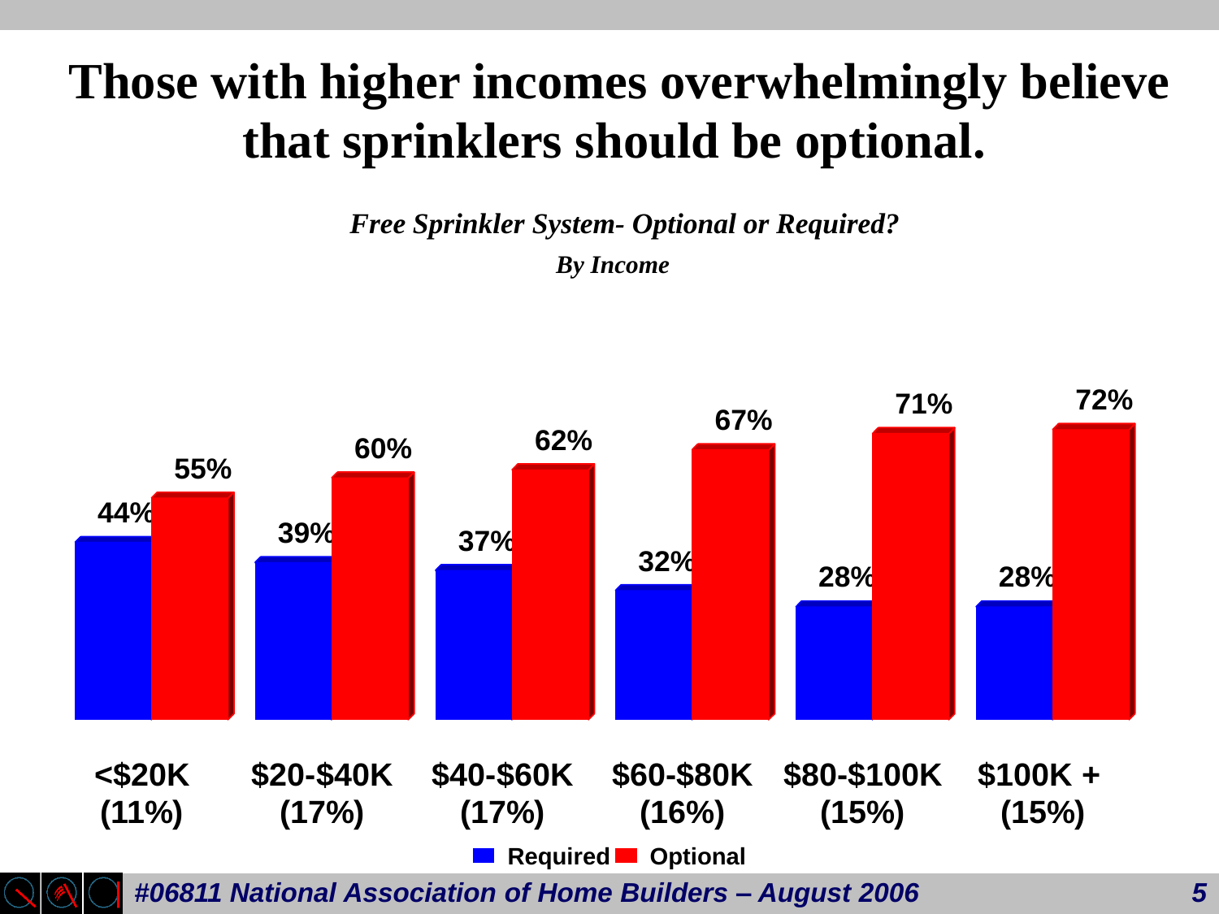# Those with higher incomes overwhelmingly believe that sprinklers should be optional.

*Free Sprinkler System- Optional or Required?*

*By Income*

| Income | Required | Optional |
| --- | --- | --- |
| <$20K (11%) | 44% | 55% |
| $20-$40K (17%) | 39% | 60% |
| $40-$60K (17%) | 37% | 62% |
| $60-$80K (16%) | 32% | 67% |
| $80-$100K (15%) | 28% | 71% |
| $100K + (15%) | 28% | 72% |

*#06811 National Association of Home Builders – August 2006*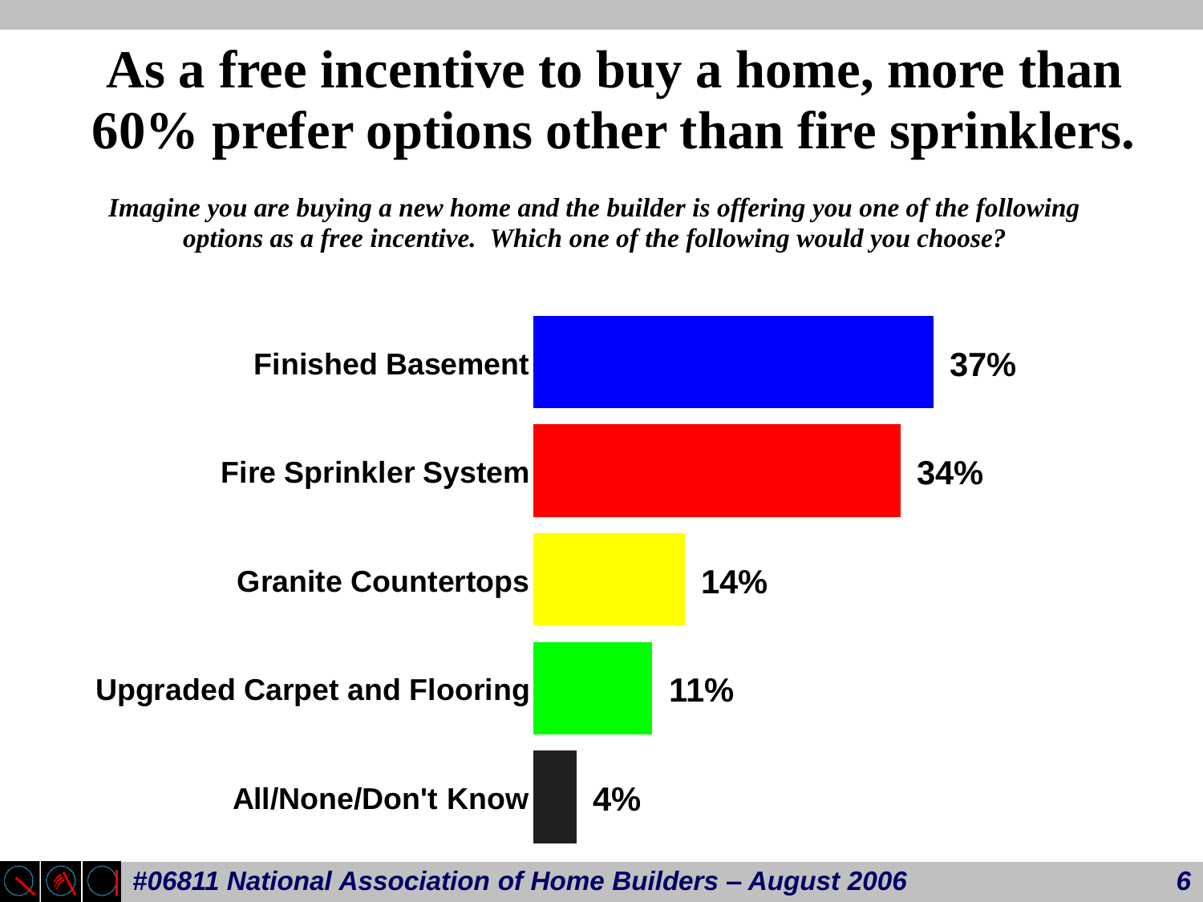# As a free incentive to buy a home, more than 60% prefer options other than fire sprinklers.

*Imagine you are buying a new home and the builder is offering you one of the following options as a free incentive. Which one of the following would you choose?*

| Option | Percent |
|---|---|
| Finished Basement | 37% |
| Fire Sprinkler System | 34% |
| Granite Countertops | 14% |
| Upgraded Carpet and Flooring | 11% |
| All/None/Don't Know | 4% |

*#06811 National Association of Home Builders – August 2006*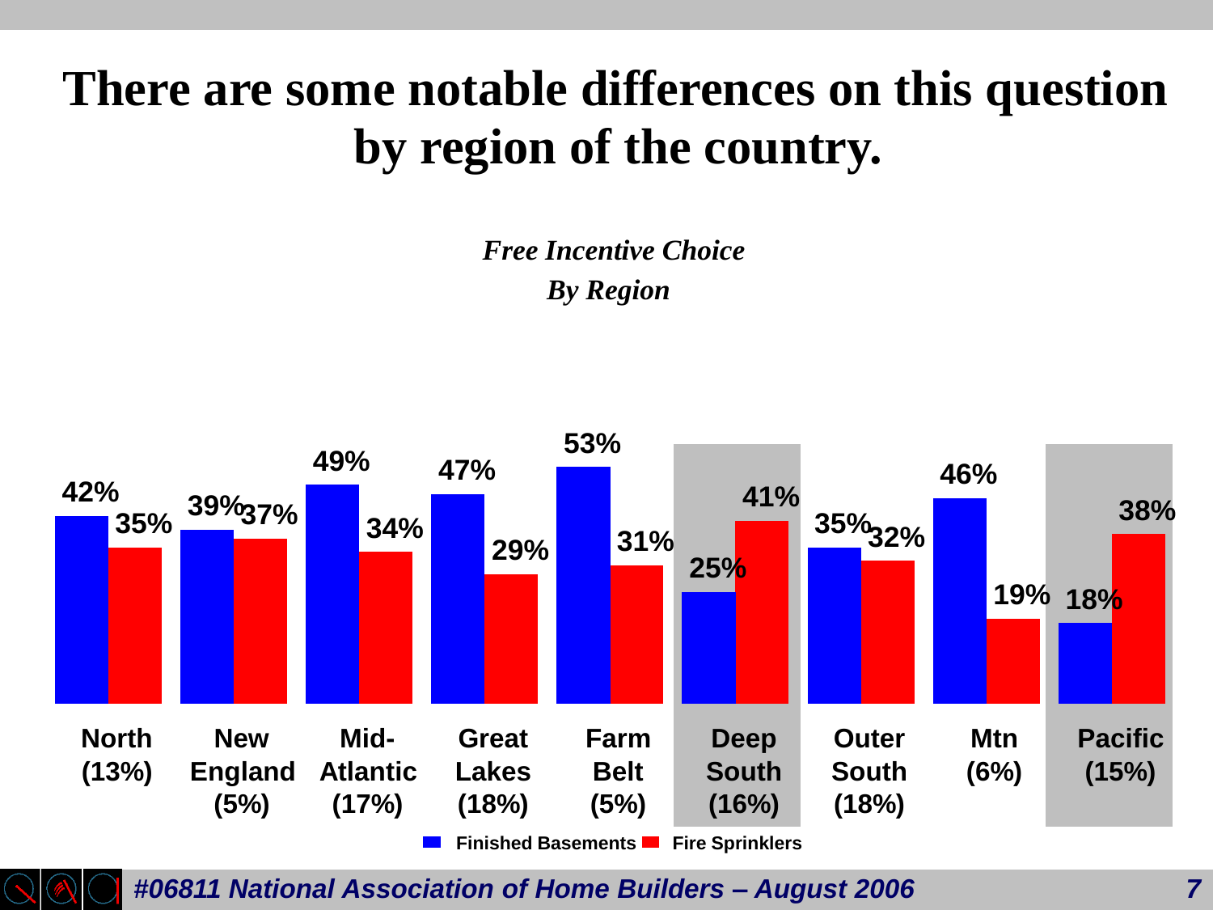# There are some notable differences on this question by region of the country.

*Free Incentive Choice*
*By Region*

| Region | Finished Basements | Fire Sprinklers |
| --- | --- | --- |
| North (13%) | 42% | 35% |
| New England (5%) | 39% | 37% |
| Mid-Atlantic (17%) | 49% | 34% |
| Great Lakes (18%) | 47% | 29% |
| Farm Belt (5%) | 53% | 31% |
| Deep South (16%) | 25% | 41% |
| Outer South (18%) | 35% | 32% |
| Mtn (6%) | 46% | 19% |
| Pacific (15%) | 18% | 38% |

*#06811 National Association of Home Builders – August 2006*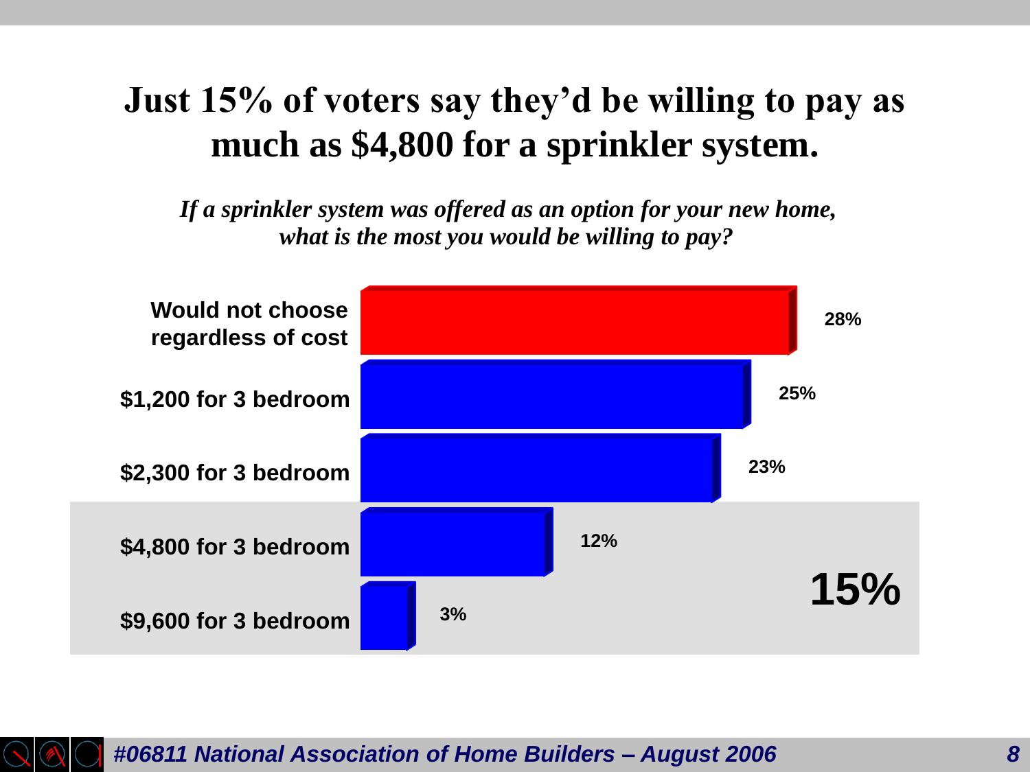# Just 15% of voters say they'd be willing to pay as much as $4,800 for a sprinkler system.

*If a sprinkler system was offered as an option for your new home, what is the most you would be willing to pay?*

| Response | Percent |
|---|---|
| Would not choose regardless of cost | 28% |
| $1,200 for 3 bedroom | 25% |
| $2,300 for 3 bedroom | 23% |
| $4,800 for 3 bedroom | 12% |
| $9,600 for 3 bedroom | 3% |

**15%**

*#06811 National Association of Home Builders – August 2006*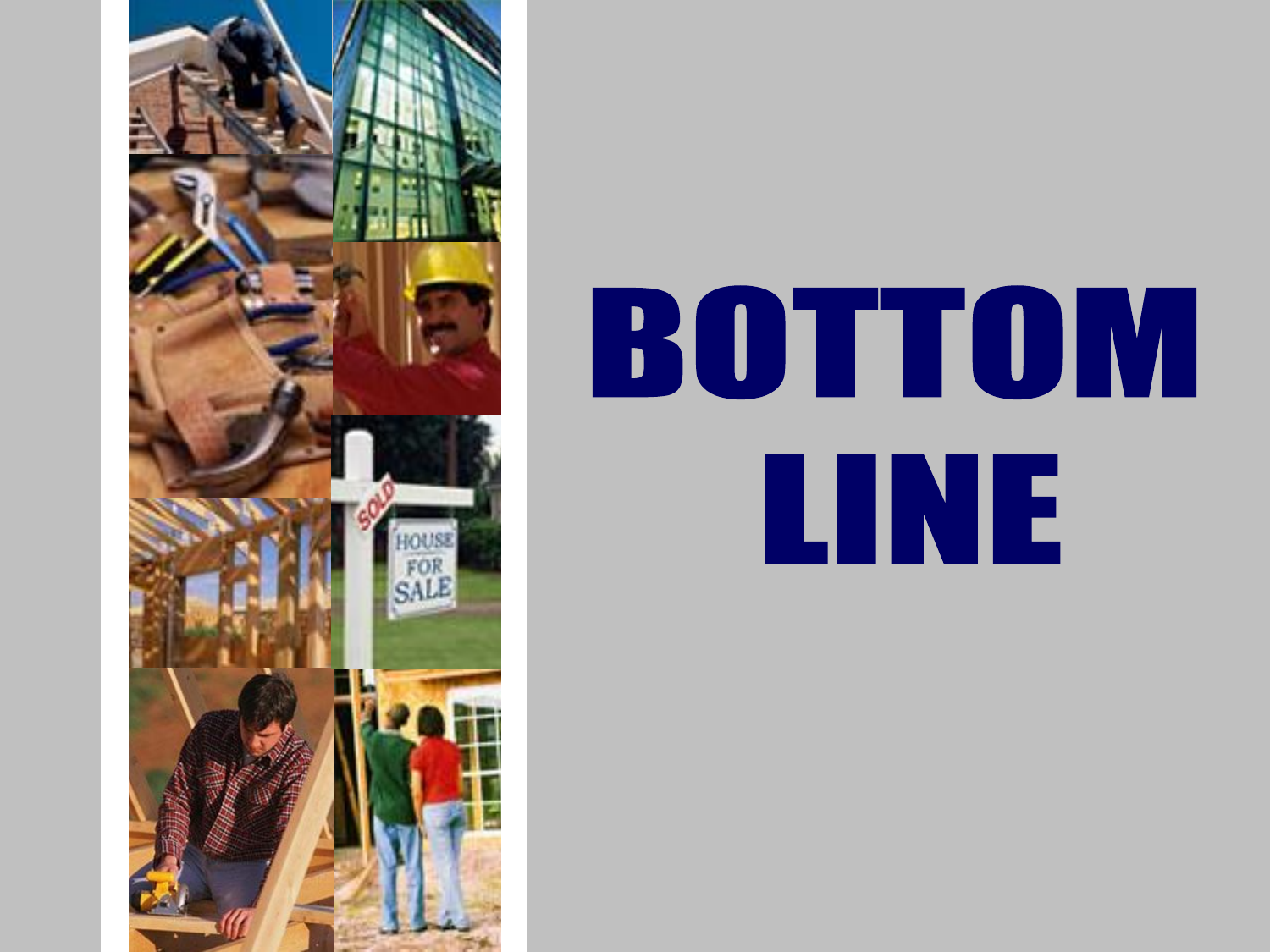# BOTTOM LINE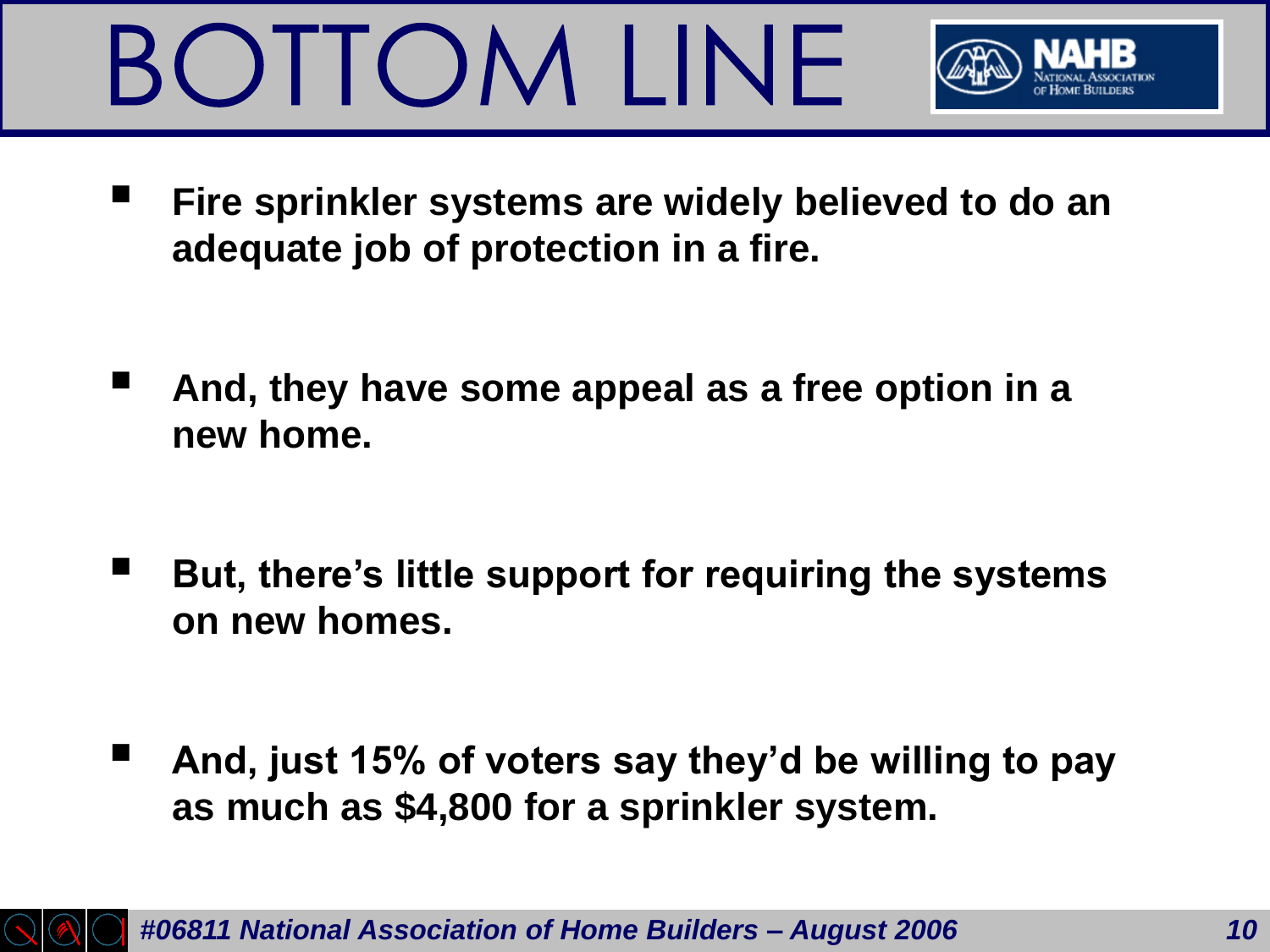# BOTTOM LINE

- **Fire sprinkler systems are widely believed to do an adequate job of protection in a fire.**
- **And, they have some appeal as a free option in a new home.**
- **But, there's little support for requiring the systems on new homes.**
- **And, just 15% of voters say they'd be willing to pay as much as $4,800 for a sprinkler system.**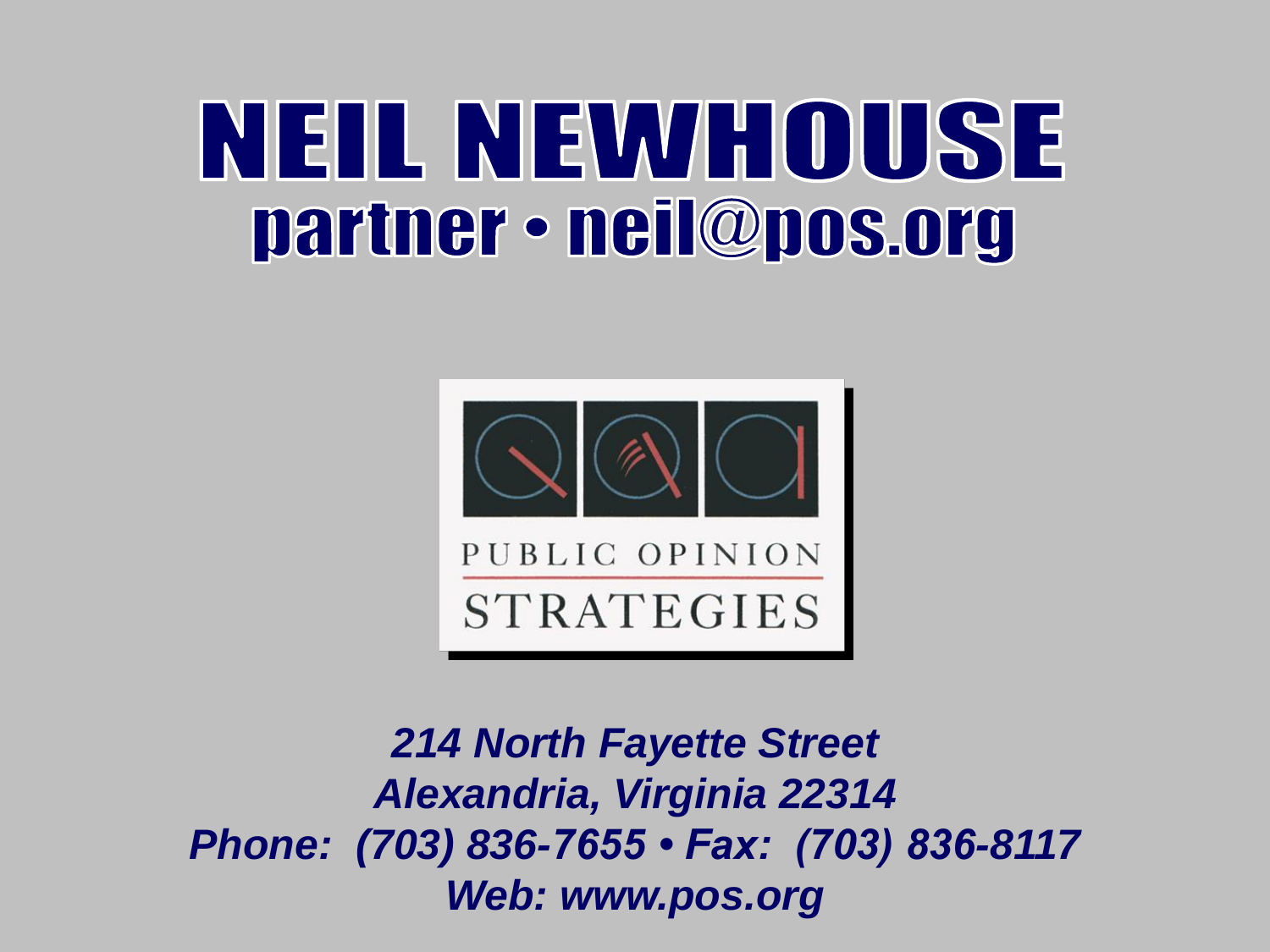# NEIL NEWHOUSE

## partner • neil@pos.org

PUBLIC OPINION

STRATEGIES

*214 North Fayette Street*

*Alexandria, Virginia 22314*

*Phone: (703) 836-7655 • Fax: (703) 836-8117*

*Web: www.pos.org*